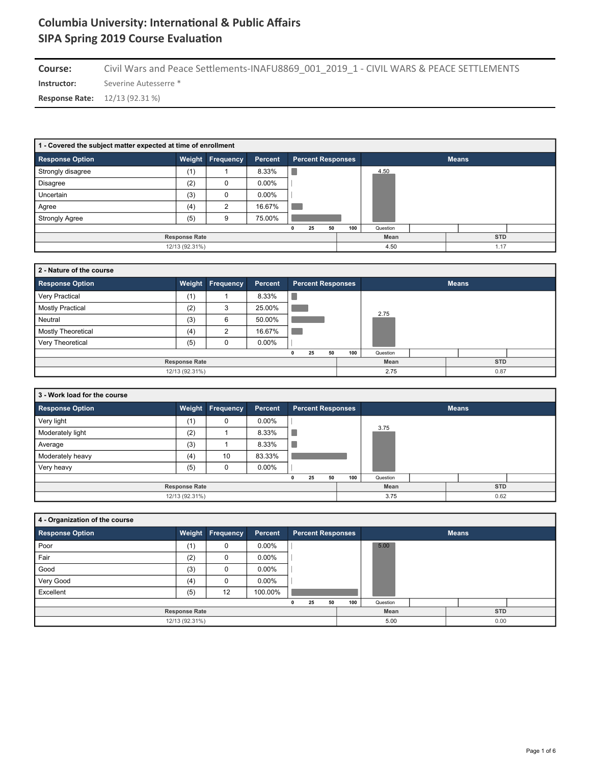# Columbia University: International & Public Affairs
# SIPA Spring 2019 Course Evaluation

**Course:** Civil Wars and Peace Settlements-INAFU8869_001_2019_1 - CIVIL WARS & PEACE SETTLEMENTS

**Instructor:** Severine Autesserre *

**Response Rate:** 12/13 (92.31 %)

### 1 - Covered the subject matter expected at time of enrollment

| Response Option | Weight | Frequency | Percent |
|---|---|---|---|
| Strongly disagree | (1) | 1 | 8.33% |
| Disagree | (2) | 0 | 0.00% |
| Uncertain | (3) | 0 | 0.00% |
| Agree | (4) | 2 | 16.67% |
| Strongly Agree | (5) | 9 | 75.00% |

| Response Rate | Mean | STD |
|---|---|---|
| 12/13 (92.31%) | 4.50 | 1.17 |

### 2 - Nature of the course

| Response Option | Weight | Frequency | Percent |
|---|---|---|---|
| Very Practical | (1) | 1 | 8.33% |
| Mostly Practical | (2) | 3 | 25.00% |
| Neutral | (3) | 6 | 50.00% |
| Mostly Theoretical | (4) | 2 | 16.67% |
| Very Theoretical | (5) | 0 | 0.00% |

| Response Rate | Mean | STD |
|---|---|---|
| 12/13 (92.31%) | 2.75 | 0.87 |

### 3 - Work load for the course

| Response Option | Weight | Frequency | Percent |
|---|---|---|---|
| Very light | (1) | 0 | 0.00% |
| Moderately light | (2) | 1 | 8.33% |
| Average | (3) | 1 | 8.33% |
| Moderately heavy | (4) | 10 | 83.33% |
| Very heavy | (5) | 0 | 0.00% |

| Response Rate | Mean | STD |
|---|---|---|
| 12/13 (92.31%) | 3.75 | 0.62 |

### 4 - Organization of the course

| Response Option | Weight | Frequency | Percent |
|---|---|---|---|
| Poor | (1) | 0 | 0.00% |
| Fair | (2) | 0 | 0.00% |
| Good | (3) | 0 | 0.00% |
| Very Good | (4) | 0 | 0.00% |
| Excellent | (5) | 12 | 100.00% |

| Response Rate | Mean | STD |
|---|---|---|
| 12/13 (92.31%) | 5.00 | 0.00 |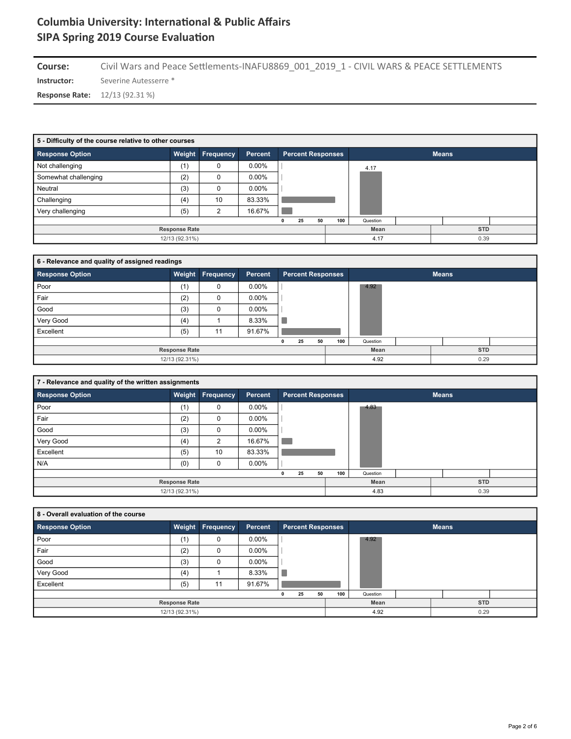# Columbia University: International & Public Affairs
# SIPA Spring 2019 Course Evaluation

**Course:** Civil Wars and Peace Settlements-INAFU8869_001_2019_1 - CIVIL WARS & PEACE SETTLEMENTS

**Instructor:** Severine Autesserre *

**Response Rate:** 12/13 (92.31 %)

### 5 - Difficulty of the course relative to other courses

| Response Option | Weight | Frequency | Percent |
|---|---|---|---|
| Not challenging | (1) | 0 | 0.00% |
| Somewhat challenging | (2) | 0 | 0.00% |
| Neutral | (3) | 0 | 0.00% |
| Challenging | (4) | 10 | 83.33% |
| Very challenging | (5) | 2 | 16.67% |

| Response Rate | Mean | STD |
|---|---|---|
| 12/13 (92.31%) | 4.17 | 0.39 |

### 6 - Relevance and quality of assigned readings

| Response Option | Weight | Frequency | Percent |
|---|---|---|---|
| Poor | (1) | 0 | 0.00% |
| Fair | (2) | 0 | 0.00% |
| Good | (3) | 0 | 0.00% |
| Very Good | (4) | 1 | 8.33% |
| Excellent | (5) | 11 | 91.67% |

| Response Rate | Mean | STD |
|---|---|---|
| 12/13 (92.31%) | 4.92 | 0.29 |

### 7 - Relevance and quality of the written assignments

| Response Option | Weight | Frequency | Percent |
|---|---|---|---|
| Poor | (1) | 0 | 0.00% |
| Fair | (2) | 0 | 0.00% |
| Good | (3) | 0 | 0.00% |
| Very Good | (4) | 2 | 16.67% |
| Excellent | (5) | 10 | 83.33% |
| N/A | (0) | 0 | 0.00% |

| Response Rate | Mean | STD |
|---|---|---|
| 12/13 (92.31%) | 4.83 | 0.39 |

### 8 - Overall evaluation of the course

| Response Option | Weight | Frequency | Percent |
|---|---|---|---|
| Poor | (1) | 0 | 0.00% |
| Fair | (2) | 0 | 0.00% |
| Good | (3) | 0 | 0.00% |
| Very Good | (4) | 1 | 8.33% |
| Excellent | (5) | 11 | 91.67% |

| Response Rate | Mean | STD |
|---|---|---|
| 12/13 (92.31%) | 4.92 | 0.29 |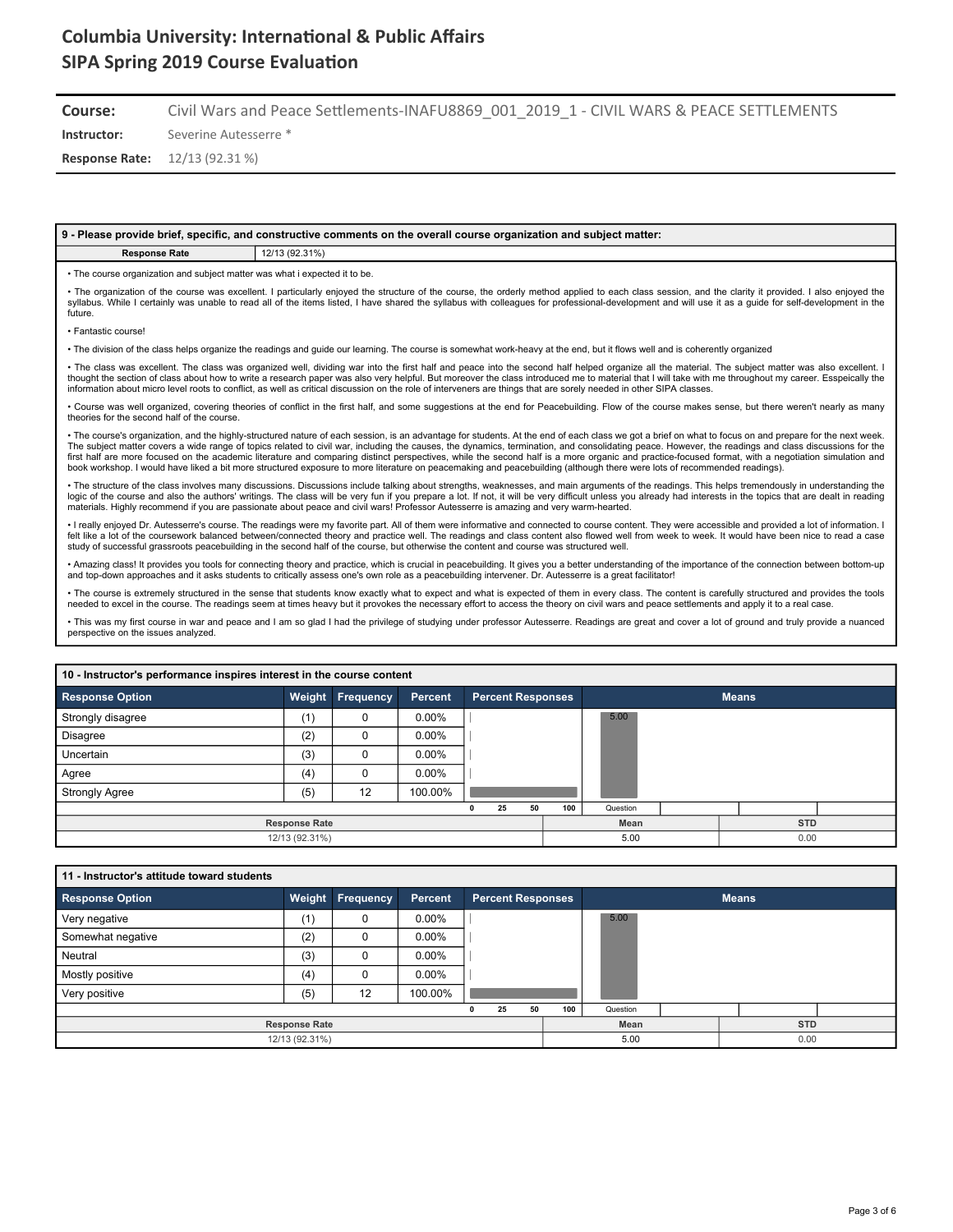# Columbia University: International & Public Affairs
# SIPA Spring 2019 Course Evaluation

**Course:** Civil Wars and Peace Settlements-INAFU8869_001_2019_1 - CIVIL WARS & PEACE SETTLEMENTS

**Instructor:** Severine Autesserre *

**Response Rate:** 12/13 (92.31 %)

## 9 - Please provide brief, specific, and constructive comments on the overall course organization and subject matter:

| Response Rate | 12/13 (92.31%) |
|---|---|

- The course organization and subject matter was what i expected it to be.
- The organization of the course was excellent. I particularly enjoyed the structure of the course, the orderly method applied to each class session, and the clarity it provided. I also enjoyed the syllabus. While I certainly was unable to read all of the items listed, I have shared the syllabus with colleagues for professional-development and will use it as a guide for self-development in the future.
- Fantastic course!
- The division of the class helps organize the readings and guide our learning. The course is somewhat work-heavy at the end, but it flows well and is coherently organized
- The class was excellent. The class was organized well, dividing war into the first half and peace into the second half helped organize all the material. The subject matter was also excellent. I thought the section of class about how to write a research paper was also very helpful. But moreover the class introduced me to material that I will take with me throughout my career. Esspeically the information about micro level roots to conflict, as well as critical discussion on the role of interveners are things that are sorely needed in other SIPA classes.
- Course was well organized, covering theories of conflict in the first half, and some suggestions at the end for Peacebuilding. Flow of the course makes sense, but there weren't nearly as many theories for the second half of the course.
- The course's organization, and the highly-structured nature of each session, is an advantage for students. At the end of each class we got a brief on what to focus on and prepare for the next week. The subject matter covers a wide range of topics related to civil war, including the causes, the dynamics, termination, and consolidating peace. However, the readings and class discussions for the first half are more focused on the academic literature and comparing distinct perspectives, while the second half is a more organic and practice-focused format, with a negotiation simulation and book workshop. I would have liked a bit more structured exposure to more literature on peacemaking and peacebuilding (although there were lots of recommended readings).
- The structure of the class involves many discussions. Discussions include talking about strengths, weaknesses, and main arguments of the readings. This helps tremendously in understanding the logic of the course and also the authors' writings. The class will be very fun if you prepare a lot. If not, it will be very difficult unless you already had interests in the topics that are dealt in reading materials. Highly recommend if you are passionate about peace and civil wars! Professor Autesserre is amazing and very warm-hearted.
- I really enjoyed Dr. Autesserre's course. The readings were my favorite part. All of them were informative and connected to course content. They were accessible and provided a lot of information. I felt like a lot of the coursework balanced between/connected theory and practice well. The readings and class content also flowed well from week to week. It would have been nice to read a case study of successful grassroots peacebuilding in the second half of the course, but otherwise the content and course was structured well.
- Amazing class! It provides you tools for connecting theory and practice, which is crucial in peacebuilding. It gives you a better understanding of the importance of the connection between bottom-up and top-down approaches and it asks students to critically assess one's own role as a peacebuilding intervener. Dr. Autesserre is a great facilitator!
- The course is extremely structured in the sense that students know exactly what to expect and what is expected of them in every class. The content is carefully structured and provides the tools needed to excel in the course. The readings seem at times heavy but it provokes the necessary effort to access the theory on civil wars and peace settlements and apply it to a real case.
- This was my first course in war and peace and I am so glad I had the privilege of studying under professor Autesserre. Readings are great and cover a lot of ground and truly provide a nuanced perspective on the issues analyzed.

## 10 - Instructor's performance inspires interest in the course content

| Response Option | Weight | Frequency | Percent |
|---|---|---|---|
| Strongly disagree | (1) | 0 | 0.00% |
| Disagree | (2) | 0 | 0.00% |
| Uncertain | (3) | 0 | 0.00% |
| Agree | (4) | 0 | 0.00% |
| Strongly Agree | (5) | 12 | 100.00% |

| Response Rate | Mean | STD |
|---|---|---|
| 12/13 (92.31%) | 5.00 | 0.00 |

## 11 - Instructor's attitude toward students

| Response Option | Weight | Frequency | Percent |
|---|---|---|---|
| Very negative | (1) | 0 | 0.00% |
| Somewhat negative | (2) | 0 | 0.00% |
| Neutral | (3) | 0 | 0.00% |
| Mostly positive | (4) | 0 | 0.00% |
| Very positive | (5) | 12 | 100.00% |

| Response Rate | Mean | STD |
|---|---|---|
| 12/13 (92.31%) | 5.00 | 0.00 |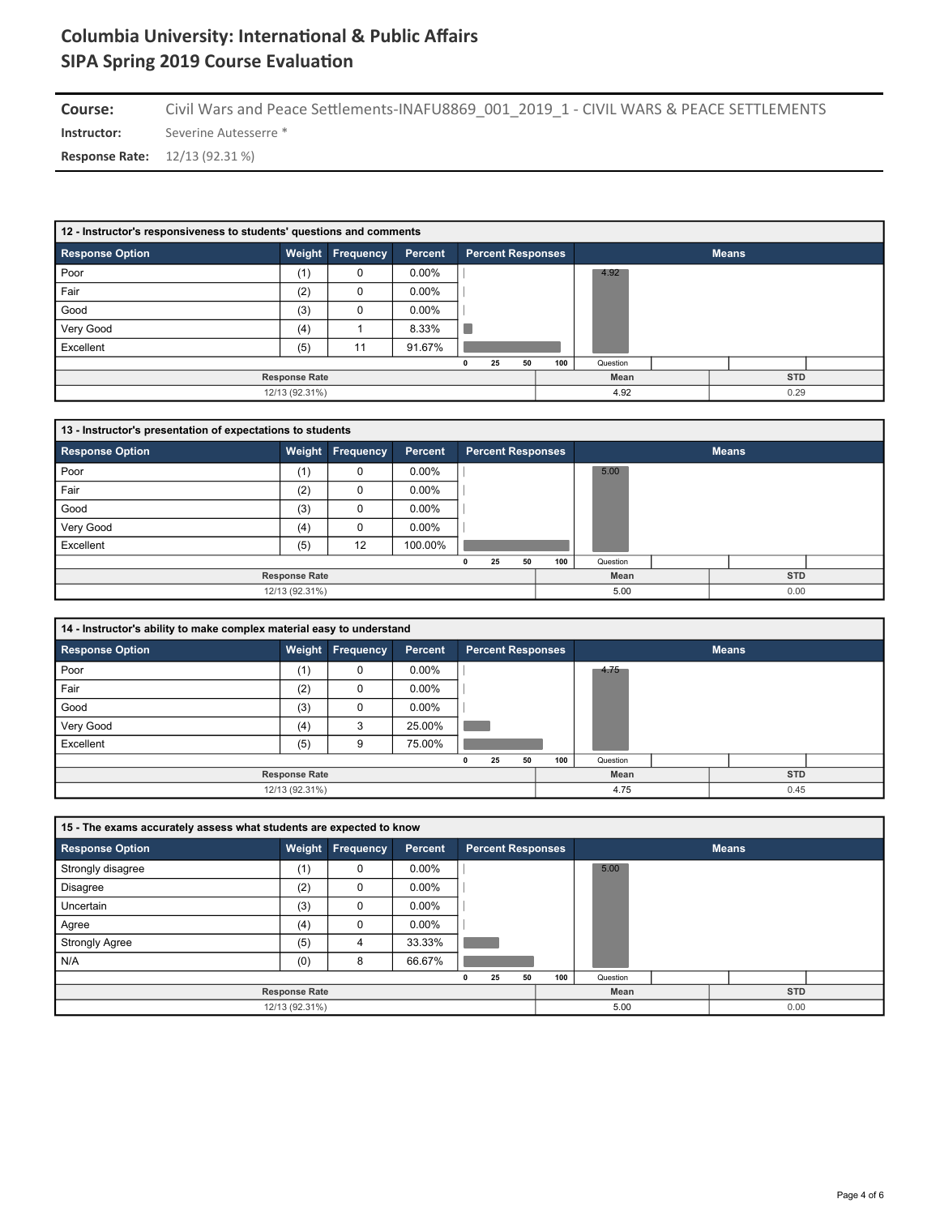# Columbia University: International & Public Affairs
## SIPA Spring 2019 Course Evaluation

**Course:** Civil Wars and Peace Settlements-INAFU8869_001_2019_1 - CIVIL WARS & PEACE SETTLEMENTS

**Instructor:** Severine Autesserre *

**Response Rate:** 12/13 (92.31 %)

### 12 - Instructor's responsiveness to students' questions and comments

| Response Option | Weight | Frequency | Percent |
|---|---|---|---|
| Poor | (1) | 0 | 0.00% |
| Fair | (2) | 0 | 0.00% |
| Good | (3) | 0 | 0.00% |
| Very Good | (4) | 1 | 8.33% |
| Excellent | (5) | 11 | 91.67% |

| Response Rate | Mean | STD |
|---|---|---|
| 12/13 (92.31%) | 4.92 | 0.29 |

### 13 - Instructor's presentation of expectations to students

| Response Option | Weight | Frequency | Percent |
|---|---|---|---|
| Poor | (1) | 0 | 0.00% |
| Fair | (2) | 0 | 0.00% |
| Good | (3) | 0 | 0.00% |
| Very Good | (4) | 0 | 0.00% |
| Excellent | (5) | 12 | 100.00% |

| Response Rate | Mean | STD |
|---|---|---|
| 12/13 (92.31%) | 5.00 | 0.00 |

### 14 - Instructor's ability to make complex material easy to understand

| Response Option | Weight | Frequency | Percent |
|---|---|---|---|
| Poor | (1) | 0 | 0.00% |
| Fair | (2) | 0 | 0.00% |
| Good | (3) | 0 | 0.00% |
| Very Good | (4) | 3 | 25.00% |
| Excellent | (5) | 9 | 75.00% |

| Response Rate | Mean | STD |
|---|---|---|
| 12/13 (92.31%) | 4.75 | 0.45 |

### 15 - The exams accurately assess what students are expected to know

| Response Option | Weight | Frequency | Percent |
|---|---|---|---|
| Strongly disagree | (1) | 0 | 0.00% |
| Disagree | (2) | 0 | 0.00% |
| Uncertain | (3) | 0 | 0.00% |
| Agree | (4) | 0 | 0.00% |
| Strongly Agree | (5) | 4 | 33.33% |
| N/A | (0) | 8 | 66.67% |

| Response Rate | Mean | STD |
|---|---|---|
| 12/13 (92.31%) | 5.00 | 0.00 |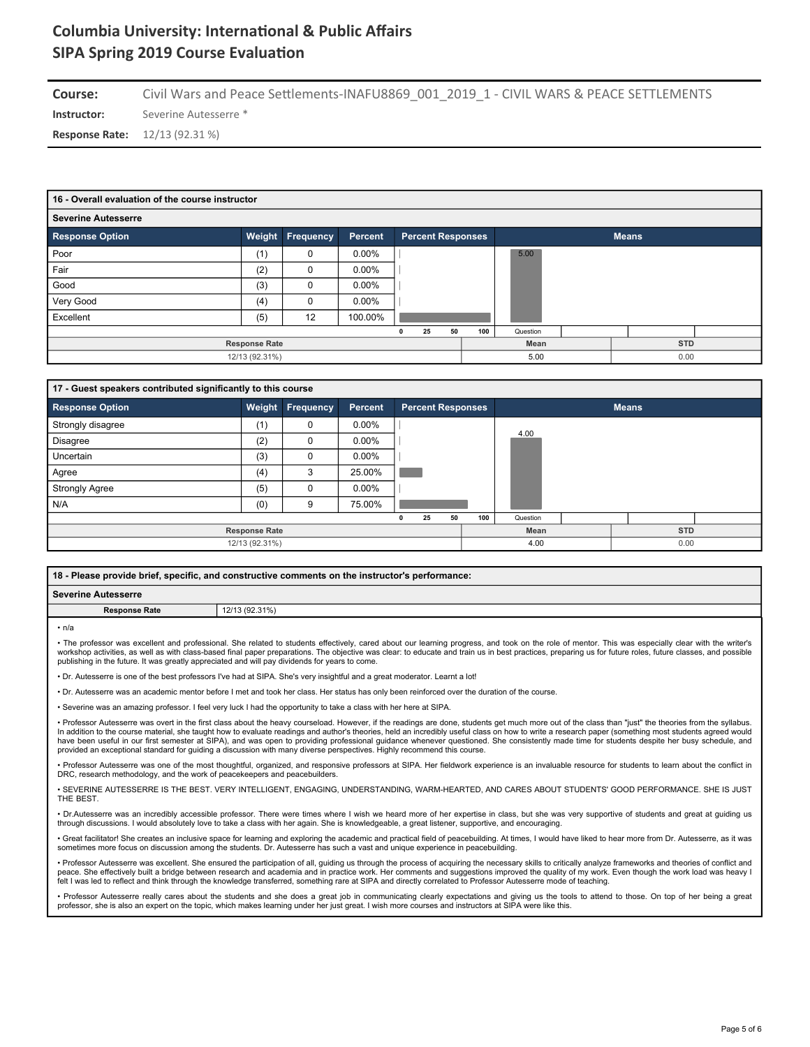# Columbia University: International & Public Affairs
# SIPA Spring 2019 Course Evaluation

**Course:** Civil Wars and Peace Settlements-INAFU8869_001_2019_1 - CIVIL WARS & PEACE SETTLEMENTS

**Instructor:** Severine Autesserre *

**Response Rate:** 12/13 (92.31 %)

## 16 - Overall evaluation of the course instructor

**Severine Autesserre**

| Response Option | Weight | Frequency | Percent |
|---|---|---|---|
| Poor | (1) | 0 | 0.00% |
| Fair | (2) | 0 | 0.00% |
| Good | (3) | 0 | 0.00% |
| Very Good | (4) | 0 | 0.00% |
| Excellent | (5) | 12 | 100.00% |

| Response Rate | Mean | STD |
|---|---|---|
| 12/13 (92.31%) | 5.00 | 0.00 |

## 17 - Guest speakers contributed significantly to this course

| Response Option | Weight | Frequency | Percent |
|---|---|---|---|
| Strongly disagree | (1) | 0 | 0.00% |
| Disagree | (2) | 0 | 0.00% |
| Uncertain | (3) | 0 | 0.00% |
| Agree | (4) | 3 | 25.00% |
| Strongly Agree | (5) | 0 | 0.00% |
| N/A | (0) | 9 | 75.00% |

| Response Rate | Mean | STD |
|---|---|---|
| 12/13 (92.31%) | 4.00 | 0.00 |

## 18 - Please provide brief, specific, and constructive comments on the instructor's performance:

**Severine Autesserre**

**Response Rate:** 12/13 (92.31%)

- n/a
- The professor was excellent and professional. She related to students effectively, cared about our learning progress, and took on the role of mentor. This was especially clear with the writer's workshop activities, as well as with class-based final paper preparations. The objective was clear: to educate and train us in best practices, preparing us for future roles, future classes, and possible publishing in the future. It was greatly appreciated and will pay dividends for years to come.
- Dr. Autesserre is one of the best professors I've had at SIPA. She's very insightful and a great moderator. Learnt a lot!
- Dr. Autesserre was an academic mentor before I met and took her class. Her status has only been reinforced over the duration of the course.
- Severine was an amazing professor. I feel very luck I had the opportunity to take a class with her here at SIPA.
- Professor Autesserre was overt in the first class about the heavy courseload. However, if the readings are done, students get much more out of the class than "just" the theories from the syllabus. In addition to the course material, she taught how to evaluate readings and author's theories, held an incredibly useful class on how to write a research paper (something most students agreed would have been useful in our first semester at SIPA), and was open to providing professional guidance whenever questioned. She consistently made time for students despite her busy schedule, and provided an exceptional standard for guiding a discussion with many diverse perspectives. Highly recommend this course.
- Professor Autesserre was one of the most thoughtful, organized, and responsive professors at SIPA. Her fieldwork experience is an invaluable resource for students to learn about the conflict in DRC, research methodology, and the work of peacekeepers and peacebuilders.
- SEVERINE AUTESSERRE IS THE BEST. VERY INTELLIGENT, ENGAGING, UNDERSTANDING, WARM-HEARTED, AND CARES ABOUT STUDENTS' GOOD PERFORMANCE. SHE IS JUST THE BEST.
- Dr.Autesserre was an incredibly accessible professor. There were times where I wish we heard more of her expertise in class, but she was very supportive of students and great at guiding us through discussions. I would absolutely love to take a class with her again. She is knowledgeable, a great listener, supportive, and encouraging.
- Great facilitator! She creates an inclusive space for learning and exploring the academic and practical field of peacebuilding. At times, I would have liked to hear more from Dr. Autesserre, as it was sometimes more focus on discussion among the students. Dr. Autesserre has such a vast and unique experience in peacebuilding.
- Professor Autesserre was excellent. She ensured the participation of all, guiding us through the process of acquiring the necessary skills to critically analyze frameworks and theories of conflict and peace. She effectively built a bridge between research and academia and in practice work. Her comments and suggestions improved the quality of my work. Even though the work load was heavy I felt I was led to reflect and think through the knowledge transferred, something rare at SIPA and directly correlated to Professor Autesserre mode of teaching.
- Professor Autesserre really cares about the students and she does a great job in communicating clearly expectations and giving us the tools to attend to those. On top of her being a great professor, she is also an expert on the topic, which makes learning under her just great. I wish more courses and instructors at SIPA were like this.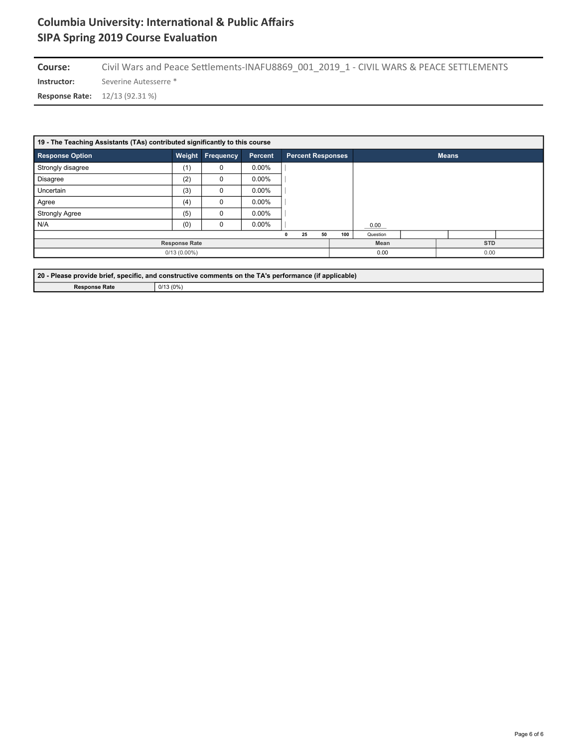## Columbia University: International & Public Affairs
## SIPA Spring 2019 Course Evaluation

**Course:** Civil Wars and Peace Settlements-INAFU8869_001_2019_1 - CIVIL WARS & PEACE SETTLEMENTS

**Instructor:** Severine Autesserre *

**Response Rate:** 12/13 (92.31 %)

### 19 - The Teaching Assistants (TAs) contributed significantly to this course

| Response Option | Weight | Frequency | Percent |
|---|---|---|---|
| Strongly disagree | (1) | 0 | 0.00% |
| Disagree | (2) | 0 | 0.00% |
| Uncertain | (3) | 0 | 0.00% |
| Agree | (4) | 0 | 0.00% |
| Strongly Agree | (5) | 0 | 0.00% |
| N/A | (0) | 0 | 0.00% |

Percent Responses

0 25 50 100

Means

0.00

Question

| Response Rate | Mean | STD |
|---|---|---|
| 0/13 (0.00%) | 0.00 | 0.00 |

### 20 - Please provide brief, specific, and constructive comments on the TA's performance (if applicable)

| | |
|---|---|
| Response Rate | 0/13 (0%) |